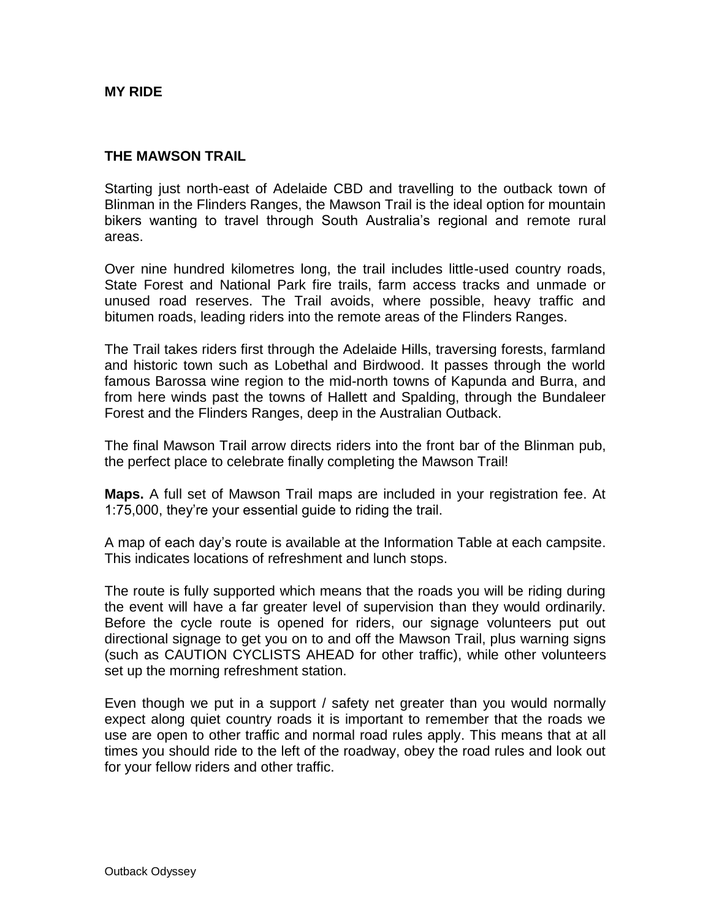## MY RIDE

## THE MAWSON TRAIL

Starting just north-east of Adelaide CBD and travelling to the outback town of Blinman in the Flinders Ranges, the Mawson Trail is the ideal option for mountain bikers wanting to travel through South Australia's regional and remote rural areas.

Over nine hundred kilometres long, the trail includes little-used country roads, State Forest and National Park fire trails, farm access tracks and unmade or unused road reserves. The Trail avoids, where possible, heavy traffic and bitumen roads, leading riders into the remote areas of the Flinders Ranges.

The Trail takes riders first through the Adelaide Hills, traversing forests, farmland and historic town such as Lobethal and Birdwood. It passes through the world famous Barossa wine region to the mid-north towns of Kapunda and Burra, and from here winds past the towns of Hallett and Spalding, through the Bundaleer Forest and the Flinders Ranges, deep in the Australian Outback.

The final Mawson Trail arrow directs riders into the front bar of the Blinman pub, the perfect place to celebrate finally completing the Mawson Trail!

**Maps.** A full set of Mawson Trail maps are included in your registration fee. At 1:75,000, they're your essential guide to riding the trail.

A map of each day's route is available at the Information Table at each campsite. This indicates locations of refreshment and lunch stops.

The route is fully supported which means that the roads you will be riding during the event will have a far greater level of supervision than they would ordinarily. Before the cycle route is opened for riders, our signage volunteers put out directional signage to get you on to and off the Mawson Trail, plus warning signs (such as CAUTION CYCLISTS AHEAD for other traffic), while other volunteers set up the morning refreshment station.

Even though we put in a support / safety net greater than you would normally expect along quiet country roads it is important to remember that the roads we use are open to other traffic and normal road rules apply. This means that at all times you should ride to the left of the roadway, obey the road rules and look out for your fellow riders and other traffic.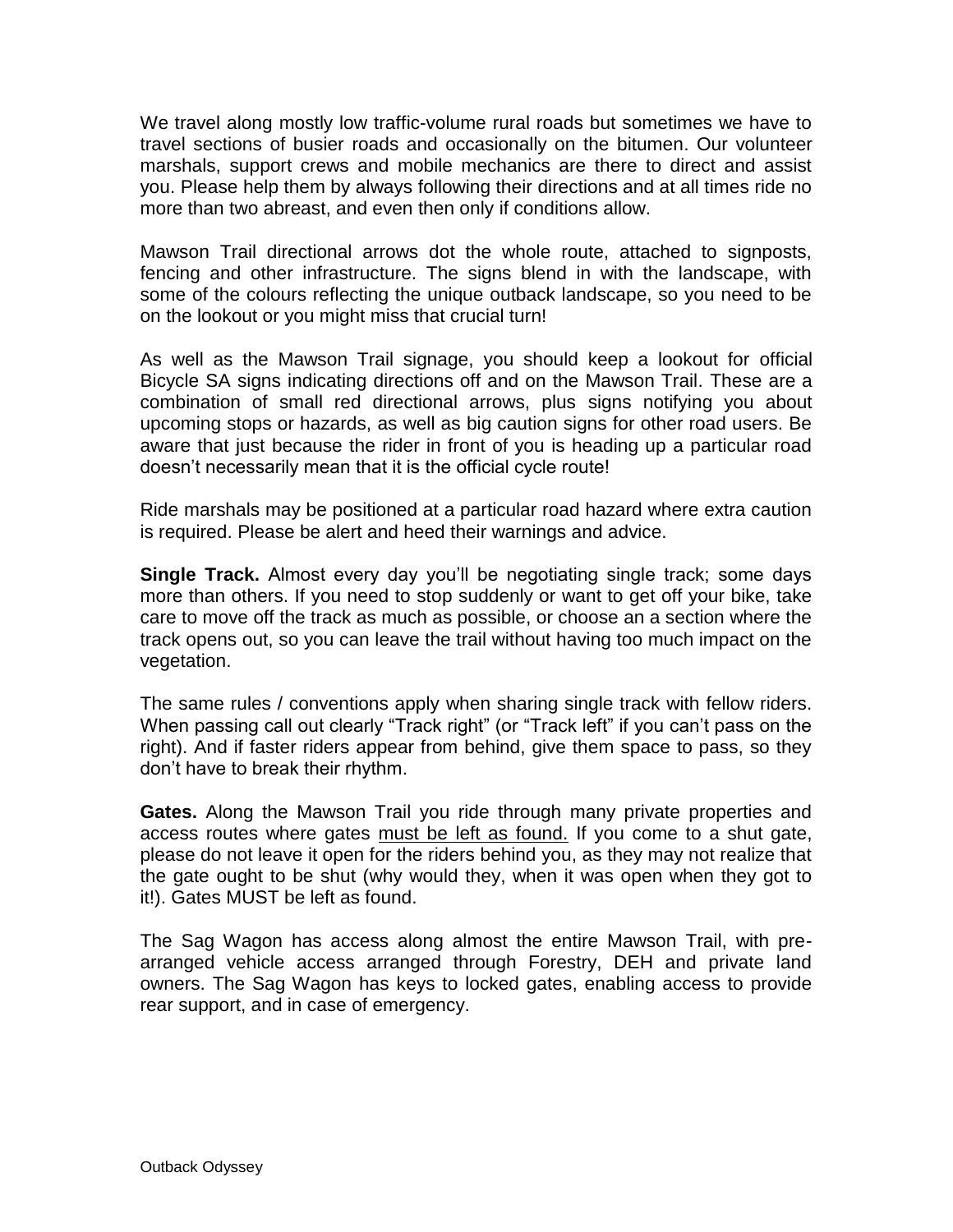We travel along mostly low traffic-volume rural roads but sometimes we have to travel sections of busier roads and occasionally on the bitumen. Our volunteer marshals, support crews and mobile mechanics are there to direct and assist you. Please help them by always following their directions and at all times ride no more than two abreast, and even then only if conditions allow.

Mawson Trail directional arrows dot the whole route, attached to signposts, fencing and other infrastructure. The signs blend in with the landscape, with some of the colours reflecting the unique outback landscape, so you need to be on the lookout or you might miss that crucial turn!

As well as the Mawson Trail signage, you should keep a lookout for official Bicycle SA signs indicating directions off and on the Mawson Trail. These are a combination of small red directional arrows, plus signs notifying you about upcoming stops or hazards, as well as big caution signs for other road users. Be aware that just because the rider in front of you is heading up a particular road doesn't necessarily mean that it is the official cycle route!

Ride marshals may be positioned at a particular road hazard where extra caution is required. Please be alert and heed their warnings and advice.

**Single Track.** Almost every day you'll be negotiating single track; some days more than others. If you need to stop suddenly or want to get off your bike, take care to move off the track as much as possible, or choose an a section where the track opens out, so you can leave the trail without having too much impact on the vegetation.

The same rules / conventions apply when sharing single track with fellow riders. When passing call out clearly "Track right" (or "Track left" if you can't pass on the right). And if faster riders appear from behind, give them space to pass, so they don't have to break their rhythm.

**Gates.** Along the Mawson Trail you ride through many private properties and access routes where gates <u>must be left as found.</u> If you come to a shut gate, please do not leave it open for the riders behind you, as they may not realize that the gate ought to be shut (why would they, when it was open when they got to it!). Gates MUST be left as found.

The Sag Wagon has access along almost the entire Mawson Trail, with pre-arranged vehicle access arranged through Forestry, DEH and private land owners. The Sag Wagon has keys to locked gates, enabling access to provide rear support, and in case of emergency.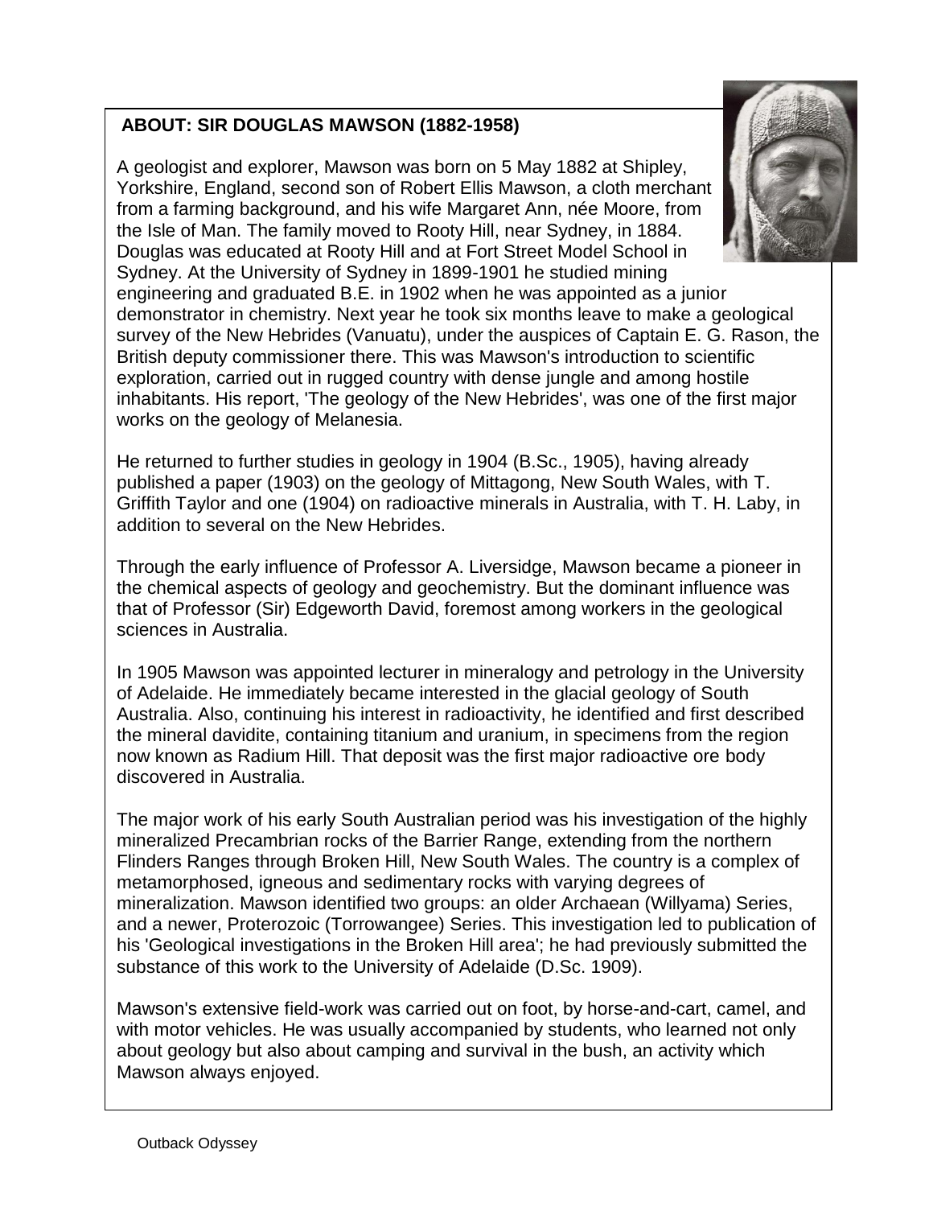**ABOUT: SIR DOUGLAS MAWSON (1882-1958)**

A geologist and explorer, Mawson was born on 5 May 1882 at Shipley, Yorkshire, England, second son of Robert Ellis Mawson, a cloth merchant from a farming background, and his wife Margaret Ann, née Moore, from the Isle of Man. The family moved to Rooty Hill, near Sydney, in 1884. Douglas was educated at Rooty Hill and at Fort Street Model School in Sydney. At the University of Sydney in 1899-1901 he studied mining engineering and graduated B.E. in 1902 when he was appointed as a junior demonstrator in chemistry. Next year he took six months leave to make a geological survey of the New Hebrides (Vanuatu), under the auspices of Captain E. G. Rason, the British deputy commissioner there. This was Mawson's introduction to scientific exploration, carried out in rugged country with dense jungle and among hostile inhabitants. His report, 'The geology of the New Hebrides', was one of the first major works on the geology of Melanesia.

He returned to further studies in geology in 1904 (B.Sc., 1905), having already published a paper (1903) on the geology of Mittagong, New South Wales, with T. Griffith Taylor and one (1904) on radioactive minerals in Australia, with T. H. Laby, in addition to several on the New Hebrides.

Through the early influence of Professor A. Liversidge, Mawson became a pioneer in the chemical aspects of geology and geochemistry. But the dominant influence was that of Professor (Sir) Edgeworth David, foremost among workers in the geological sciences in Australia.

In 1905 Mawson was appointed lecturer in mineralogy and petrology in the University of Adelaide. He immediately became interested in the glacial geology of South Australia. Also, continuing his interest in radioactivity, he identified and first described the mineral davidite, containing titanium and uranium, in specimens from the region now known as Radium Hill. That deposit was the first major radioactive ore body discovered in Australia.

The major work of his early South Australian period was his investigation of the highly mineralized Precambrian rocks of the Barrier Range, extending from the northern Flinders Ranges through Broken Hill, New South Wales. The country is a complex of metamorphosed, igneous and sedimentary rocks with varying degrees of mineralization. Mawson identified two groups: an older Archaean (Willyama) Series, and a newer, Proterozoic (Torrowangee) Series. This investigation led to publication of his 'Geological investigations in the Broken Hill area'; he had previously submitted the substance of this work to the University of Adelaide (D.Sc. 1909).

Mawson's extensive field-work was carried out on foot, by horse-and-cart, camel, and with motor vehicles. He was usually accompanied by students, who learned not only about geology but also about camping and survival in the bush, an activity which Mawson always enjoyed.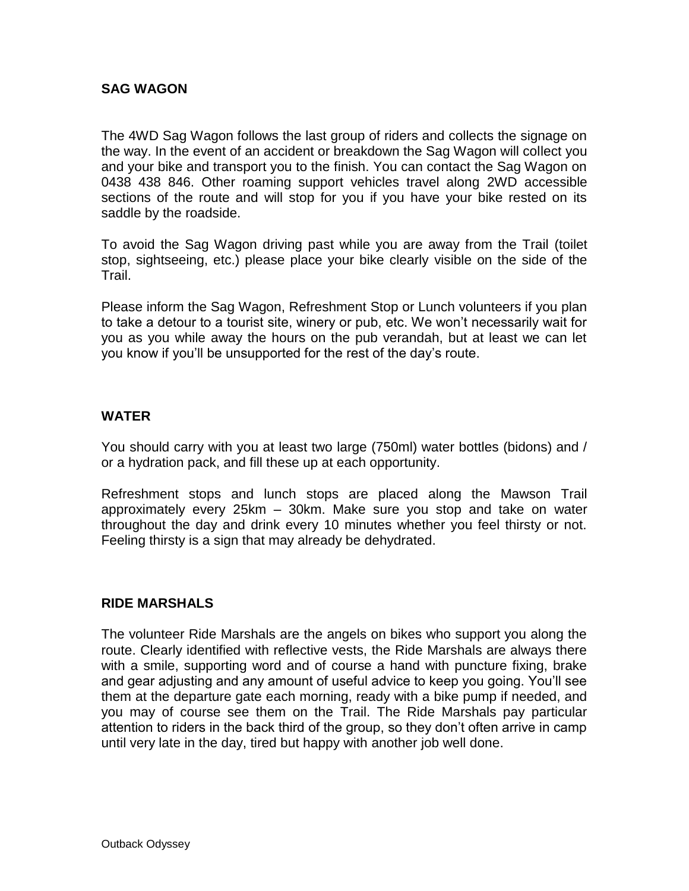## SAG WAGON

The 4WD Sag Wagon follows the last group of riders and collects the signage on the way. In the event of an accident or breakdown the Sag Wagon will collect you and your bike and transport you to the finish. You can contact the Sag Wagon on 0438 438 846. Other roaming support vehicles travel along 2WD accessible sections of the route and will stop for you if you have your bike rested on its saddle by the roadside.

To avoid the Sag Wagon driving past while you are away from the Trail (toilet stop, sightseeing, etc.) please place your bike clearly visible on the side of the Trail.

Please inform the Sag Wagon, Refreshment Stop or Lunch volunteers if you plan to take a detour to a tourist site, winery or pub, etc. We won't necessarily wait for you as you while away the hours on the pub verandah, but at least we can let you know if you'll be unsupported for the rest of the day's route.

## WATER

You should carry with you at least two large (750ml) water bottles (bidons) and / or a hydration pack, and fill these up at each opportunity.

Refreshment stops and lunch stops are placed along the Mawson Trail approximately every 25km – 30km. Make sure you stop and take on water throughout the day and drink every 10 minutes whether you feel thirsty or not. Feeling thirsty is a sign that may already be dehydrated.

## RIDE MARSHALS

The volunteer Ride Marshals are the angels on bikes who support you along the route. Clearly identified with reflective vests, the Ride Marshals are always there with a smile, supporting word and of course a hand with puncture fixing, brake and gear adjusting and any amount of useful advice to keep you going. You'll see them at the departure gate each morning, ready with a bike pump if needed, and you may of course see them on the Trail. The Ride Marshals pay particular attention to riders in the back third of the group, so they don't often arrive in camp until very late in the day, tired but happy with another job well done.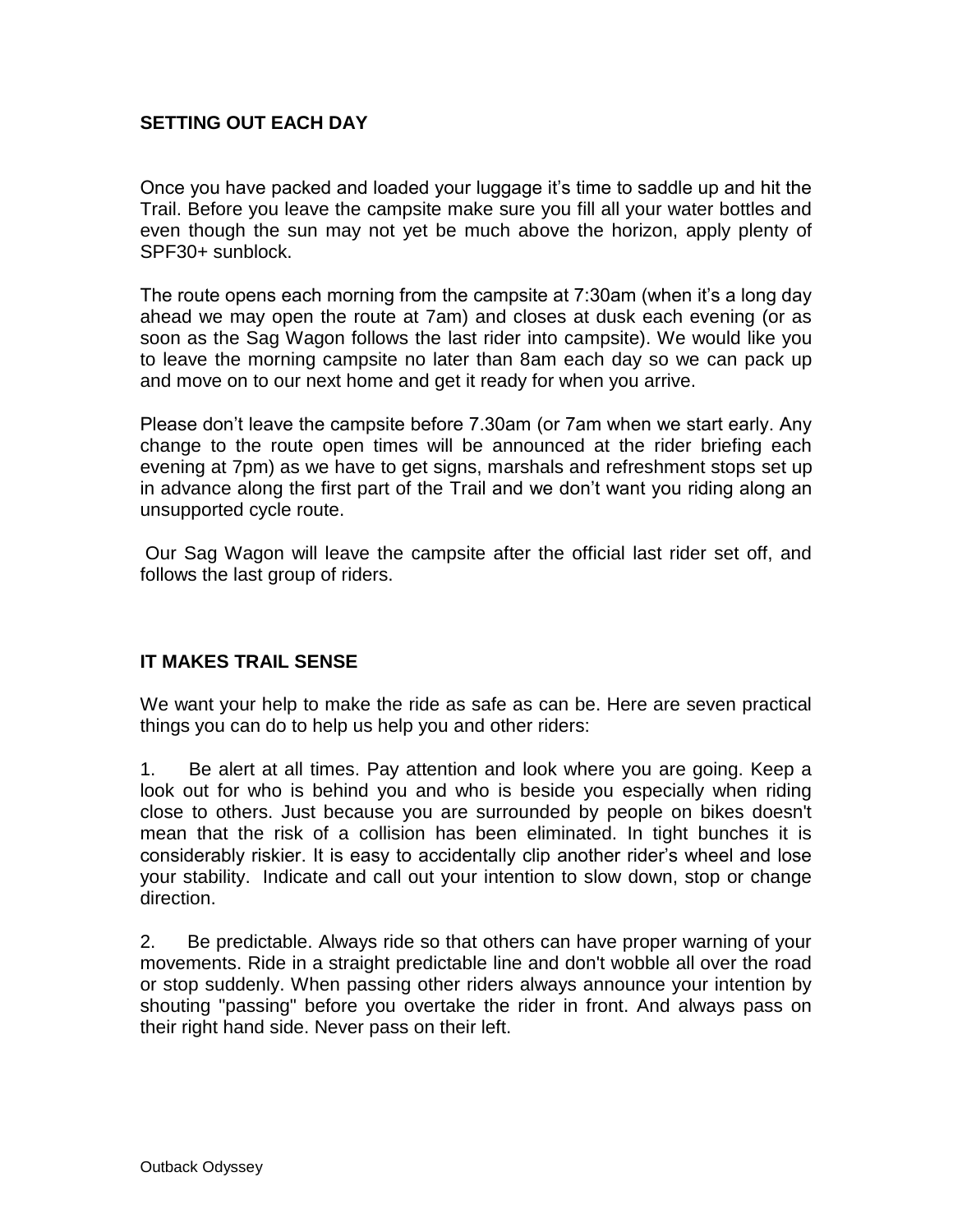## SETTING OUT EACH DAY

Once you have packed and loaded your luggage it's time to saddle up and hit the Trail. Before you leave the campsite make sure you fill all your water bottles and even though the sun may not yet be much above the horizon, apply plenty of SPF30+ sunblock.

The route opens each morning from the campsite at 7:30am (when it's a long day ahead we may open the route at 7am) and closes at dusk each evening (or as soon as the Sag Wagon follows the last rider into campsite). We would like you to leave the morning campsite no later than 8am each day so we can pack up and move on to our next home and get it ready for when you arrive.

Please don't leave the campsite before 7.30am (or 7am when we start early. Any change to the route open times will be announced at the rider briefing each evening at 7pm) as we have to get signs, marshals and refreshment stops set up in advance along the first part of the Trail and we don't want you riding along an unsupported cycle route.

Our Sag Wagon will leave the campsite after the official last rider set off, and follows the last group of riders.

## IT MAKES TRAIL SENSE

We want your help to make the ride as safe as can be. Here are seven practical things you can do to help us help you and other riders:

1. Be alert at all times. Pay attention and look where you are going. Keep a look out for who is behind you and who is beside you especially when riding close to others. Just because you are surrounded by people on bikes doesn't mean that the risk of a collision has been eliminated. In tight bunches it is considerably riskier. It is easy to accidentally clip another rider's wheel and lose your stability. Indicate and call out your intention to slow down, stop or change direction.

2. Be predictable. Always ride so that others can have proper warning of your movements. Ride in a straight predictable line and don't wobble all over the road or stop suddenly. When passing other riders always announce your intention by shouting "passing" before you overtake the rider in front. And always pass on their right hand side. Never pass on their left.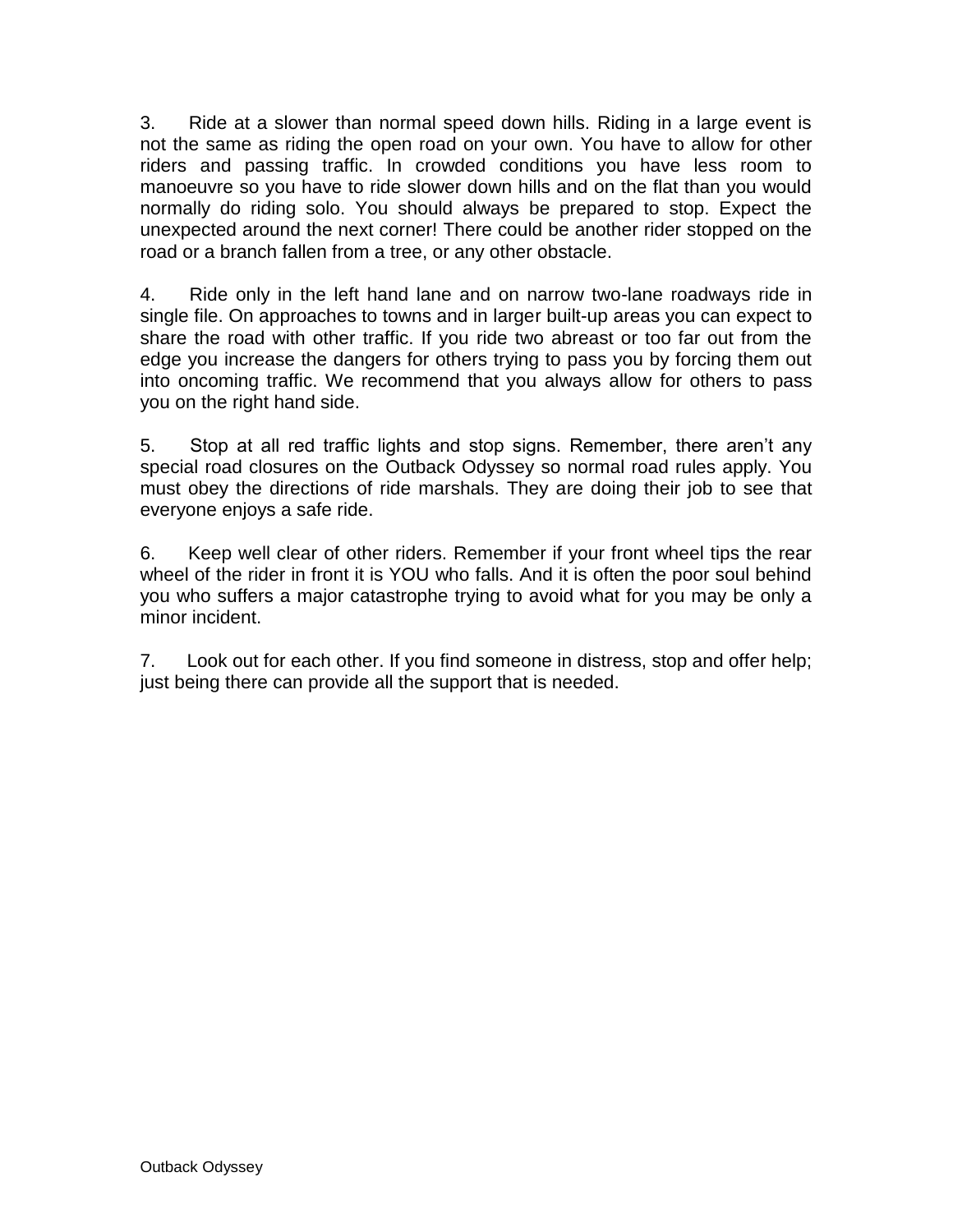3. Ride at a slower than normal speed down hills. Riding in a large event is not the same as riding the open road on your own. You have to allow for other riders and passing traffic. In crowded conditions you have less room to manoeuvre so you have to ride slower down hills and on the flat than you would normally do riding solo. You should always be prepared to stop. Expect the unexpected around the next corner! There could be another rider stopped on the road or a branch fallen from a tree, or any other obstacle.

4. Ride only in the left hand lane and on narrow two-lane roadways ride in single file. On approaches to towns and in larger built-up areas you can expect to share the road with other traffic. If you ride two abreast or too far out from the edge you increase the dangers for others trying to pass you by forcing them out into oncoming traffic. We recommend that you always allow for others to pass you on the right hand side.

5. Stop at all red traffic lights and stop signs. Remember, there aren't any special road closures on the Outback Odyssey so normal road rules apply. You must obey the directions of ride marshals. They are doing their job to see that everyone enjoys a safe ride.

6. Keep well clear of other riders. Remember if your front wheel tips the rear wheel of the rider in front it is YOU who falls. And it is often the poor soul behind you who suffers a major catastrophe trying to avoid what for you may be only a minor incident.

7. Look out for each other. If you find someone in distress, stop and offer help; just being there can provide all the support that is needed.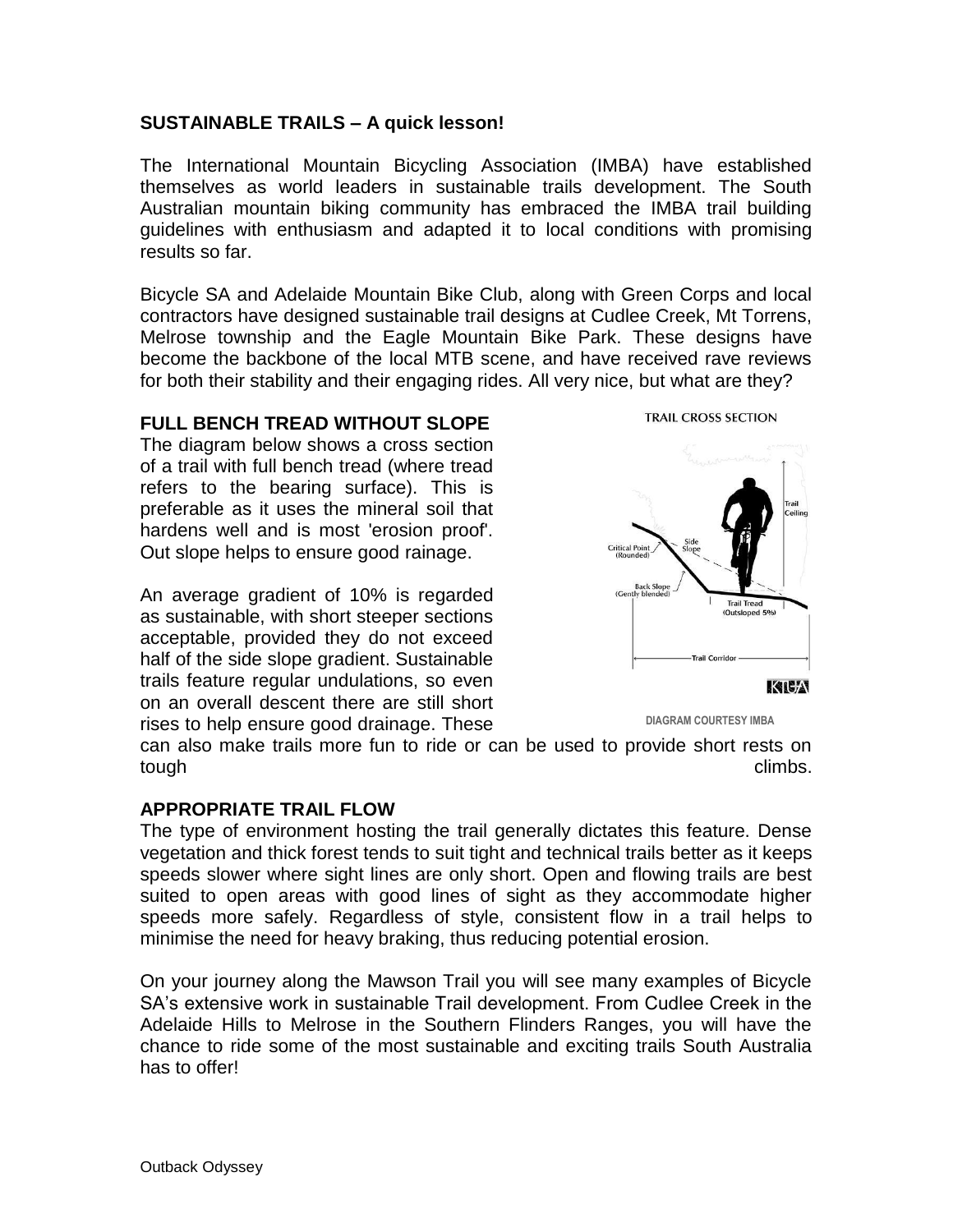**SUSTAINABLE TRAILS – A quick lesson!**

The International Mountain Bicycling Association (IMBA) have established themselves as world leaders in sustainable trails development. The South Australian mountain biking community has embraced the IMBA trail building guidelines with enthusiasm and adapted it to local conditions with promising results so far.

Bicycle SA and Adelaide Mountain Bike Club, along with Green Corps and local contractors have designed sustainable trail designs at Cudlee Creek, Mt Torrens, Melrose township and the Eagle Mountain Bike Park. These designs have become the backbone of the local MTB scene, and have received rave reviews for both their stability and their engaging rides. All very nice, but what are they?

**FULL BENCH TREAD WITHOUT SLOPE**

The diagram below shows a cross section of a trail with full bench tread (where tread refers to the bearing surface). This is preferable as it uses the mineral soil that hardens well and is most 'erosion proof'. Out slope helps to ensure good rainage.

An average gradient of 10% is regarded as sustainable, with short steeper sections acceptable, provided they do not exceed half of the side slope gradient. Sustainable trails feature regular undulations, so even on an overall descent there are still short rises to help ensure good drainage. These can also make trails more fun to ride or can be used to provide short rests on tough climbs.

TRAIL CROSS SECTION

Trail Ceiling

Side Slope

Critical Point (Rounded)

Back Slope (Gently blended)

Trail Tread (Outsloped 5%)

Trail Corridor

DIAGRAM COURTESY IMBA

**APPROPRIATE TRAIL FLOW**

The type of environment hosting the trail generally dictates this feature. Dense vegetation and thick forest tends to suit tight and technical trails better as it keeps speeds slower where sight lines are only short. Open and flowing trails are best suited to open areas with good lines of sight as they accommodate higher speeds more safely. Regardless of style, consistent flow in a trail helps to minimise the need for heavy braking, thus reducing potential erosion.

On your journey along the Mawson Trail you will see many examples of Bicycle SA's extensive work in sustainable Trail development. From Cudlee Creek in the Adelaide Hills to Melrose in the Southern Flinders Ranges, you will have the chance to ride some of the most sustainable and exciting trails South Australia has to offer!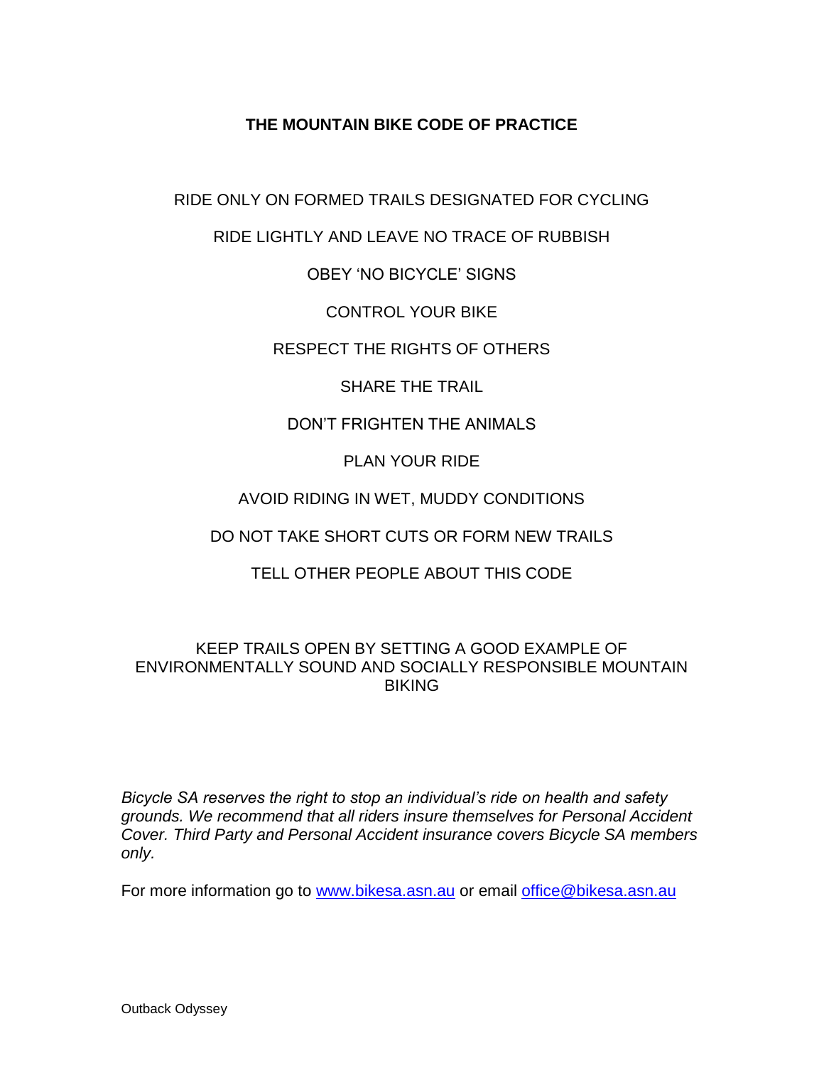**THE MOUNTAIN BIKE CODE OF PRACTICE**

RIDE ONLY ON FORMED TRAILS DESIGNATED FOR CYCLING

RIDE LIGHTLY AND LEAVE NO TRACE OF RUBBISH

OBEY 'NO BICYCLE' SIGNS

CONTROL YOUR BIKE

RESPECT THE RIGHTS OF OTHERS

SHARE THE TRAIL

DON'T FRIGHTEN THE ANIMALS

PLAN YOUR RIDE

AVOID RIDING IN WET, MUDDY CONDITIONS

DO NOT TAKE SHORT CUTS OR FORM NEW TRAILS

TELL OTHER PEOPLE ABOUT THIS CODE

KEEP TRAILS OPEN BY SETTING A GOOD EXAMPLE OF ENVIRONMENTALLY SOUND AND SOCIALLY RESPONSIBLE MOUNTAIN BIKING

*Bicycle SA reserves the right to stop an individual's ride on health and safety grounds. We recommend that all riders insure themselves for Personal Accident Cover. Third Party and Personal Accident insurance covers Bicycle SA members only.*

For more information go to www.bikesa.asn.au or email office@bikesa.asn.au